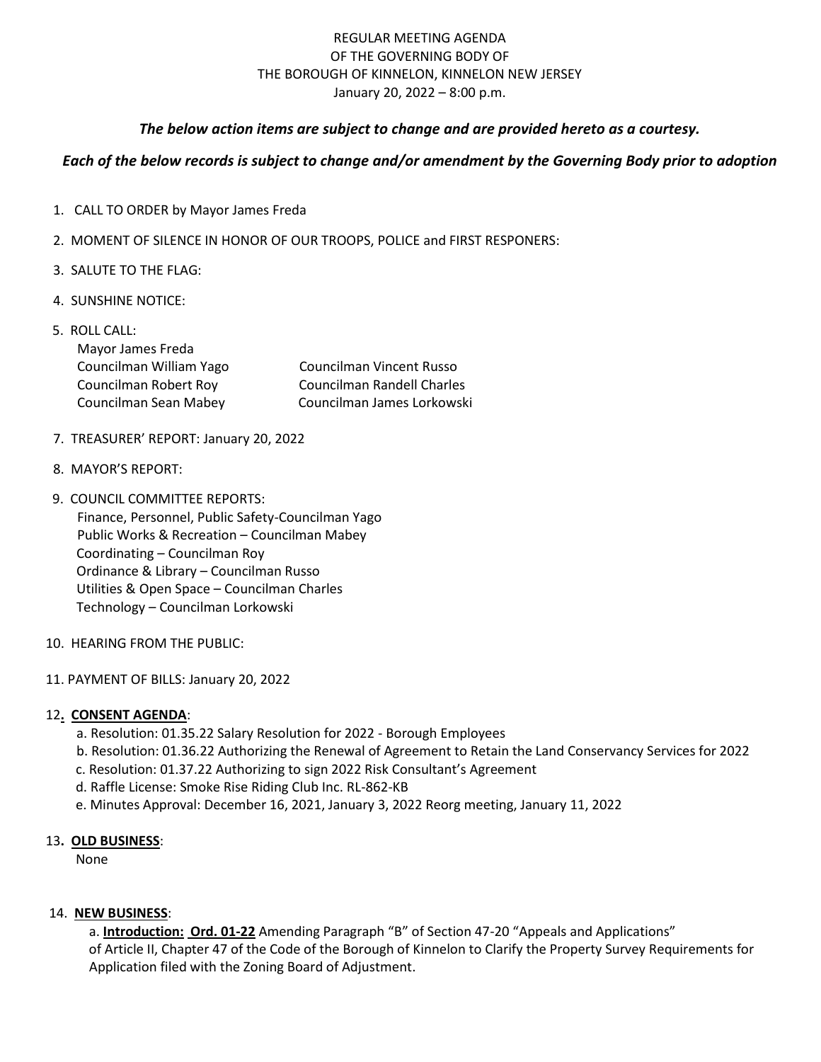# REGULAR MEETING AGENDA
# OF THE GOVERNING BODY OF
# THE BOROUGH OF KINNELON, KINNELON NEW JERSEY
# January 20, 2022 – 8:00 p.m.

***The below action items are subject to change and are provided hereto as a courtesy.***

***Each of the below records is subject to change and/or amendment by the Governing Body prior to adoption***

1. CALL TO ORDER by Mayor James Freda
2. MOMENT OF SILENCE IN HONOR OF OUR TROOPS, POLICE and FIRST RESPONERS:
3. SALUTE TO THE FLAG:
4. SUNSHINE NOTICE:
5. ROLL CALL:
   - Mayor James Freda
   - Councilman William Yago
   - Councilman Vincent Russo
   - Councilman Robert Roy
   - Councilman Randell Charles
   - Councilman Sean Mabey
   - Councilman James Lorkowski

7. TREASURER' REPORT: January 20, 2022
8. MAYOR'S REPORT:
9. COUNCIL COMMITTEE REPORTS:
   - Finance, Personnel, Public Safety-Councilman Yago
   - Public Works & Recreation – Councilman Mabey
   - Coordinating – Councilman Roy
   - Ordinance & Library – Councilman Russo
   - Utilities & Open Space – Councilman Charles
   - Technology – Councilman Lorkowski

10. HEARING FROM THE PUBLIC:
11. PAYMENT OF BILLS: January 20, 2022
12. **CONSENT AGENDA**:
    a. Resolution: 01.35.22 Salary Resolution for 2022 - Borough Employees
    b. Resolution: 01.36.22 Authorizing the Renewal of Agreement to Retain the Land Conservancy Services for 2022
    c. Resolution: 01.37.22 Authorizing to sign 2022 Risk Consultant's Agreement
    d. Raffle License: Smoke Rise Riding Club Inc. RL-862-KB
    e. Minutes Approval: December 16, 2021, January 3, 2022 Reorg meeting, January 11, 2022
13. **OLD BUSINESS**:
    None
14. **NEW BUSINESS**:
    a. **Introduction: Ord. 01-22** Amending Paragraph "B" of Section 47-20 "Appeals and Applications" of Article II, Chapter 47 of the Code of the Borough of Kinnelon to Clarify the Property Survey Requirements for Application filed with the Zoning Board of Adjustment.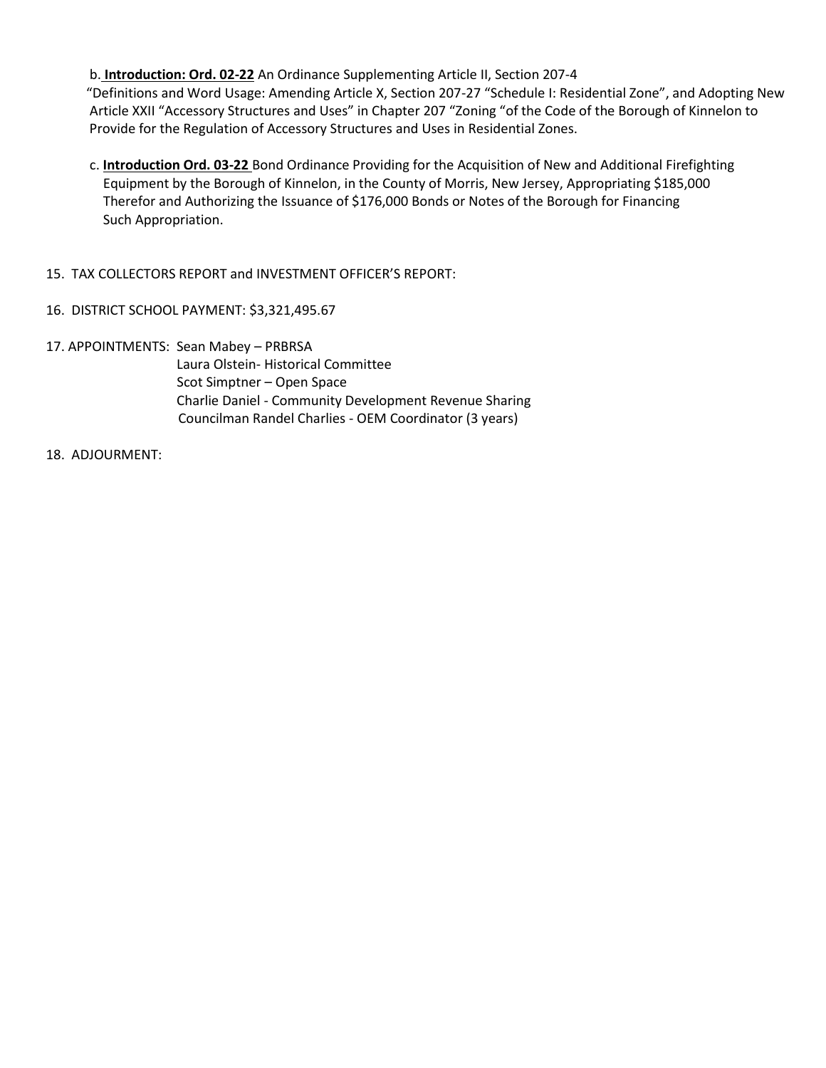b. **Introduction: Ord. 02-22** An Ordinance Supplementing Article II, Section 207-4 "Definitions and Word Usage: Amending Article X, Section 207-27 "Schedule I: Residential Zone", and Adopting New Article XXII "Accessory Structures and Uses" in Chapter 207 "Zoning "of the Code of the Borough of Kinnelon to Provide for the Regulation of Accessory Structures and Uses in Residential Zones.

c. **Introduction Ord. 03-22** Bond Ordinance Providing for the Acquisition of New and Additional Firefighting Equipment by the Borough of Kinnelon, in the County of Morris, New Jersey, Appropriating $185,000 Therefor and Authorizing the Issuance of $176,000 Bonds or Notes of the Borough for Financing Such Appropriation.

15. TAX COLLECTORS REPORT and INVESTMENT OFFICER'S REPORT:

16. DISTRICT SCHOOL PAYMENT: $3,321,495.67

17. APPOINTMENTS: Sean Mabey – PRBRSA
    Laura Olstein- Historical Committee
    Scot Simptner – Open Space
    Charlie Daniel - Community Development Revenue Sharing
    Councilman Randel Charlies - OEM Coordinator (3 years)

18. ADJOURMENT: